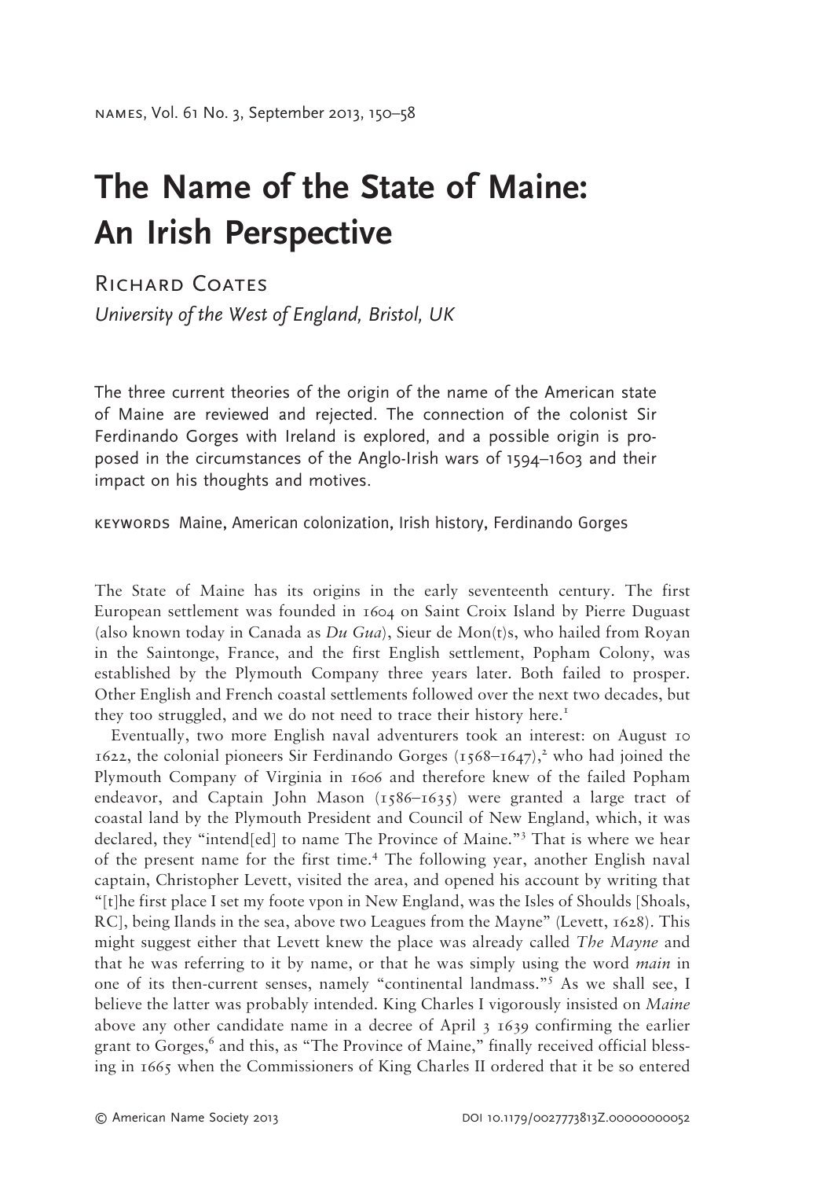# The Name of the State of Maine: An Irish Perspective

Richard Coates

*University of the West of England, Bristol, UK*

The three current theories of the origin of the name of the American state of Maine are reviewed and rejected. The connection of the colonist Sir Ferdinando Gorges with Ireland is explored, and a possible origin is proposed in the circumstances of the Anglo-Irish wars of 1594–1603 and their impact on his thoughts and motives.

KEYWORDS Maine, American colonization, Irish history, Ferdinando Gorges

The State of Maine has its origins in the early seventeenth century. The first European settlement was founded in 1604 on Saint Croix Island by Pierre Duguast (also known today in Canada as *Du Gua*), Sieur de Mon(t)s, who hailed from Royan in the Saintonge, France, and the first English settlement, Popham Colony, was established by the Plymouth Company three years later. Both failed to prosper. Other English and French coastal settlements followed over the next two decades, but they too struggled, and we do not need to trace their history here.[1]

Eventually, two more English naval adventurers took an interest: on August 10 1622, the colonial pioneers Sir Ferdinando Gorges (1568–1647),[2] who had joined the Plymouth Company of Virginia in 1606 and therefore knew of the failed Popham endeavor, and Captain John Mason (1586–1635) were granted a large tract of coastal land by the Plymouth President and Council of New England, which, it was declared, they "intend[ed] to name The Province of Maine."[3] That is where we hear of the present name for the first time.[4] The following year, another English naval captain, Christopher Levett, visited the area, and opened his account by writing that "[t]he first place I set my foote vpon in New England, was the Isles of Shoulds [Shoals, RC], being Ilands in the sea, above two Leagues from the Mayne" (Levett, 1628). This might suggest either that Levett knew the place was already called *The Mayne* and that he was referring to it by name, or that he was simply using the word *main* in one of its then-current senses, namely "continental landmass."[5] As we shall see, I believe the latter was probably intended. King Charles I vigorously insisted on *Maine* above any other candidate name in a decree of April 3 1639 confirming the earlier grant to Gorges,[6] and this, as "The Province of Maine," finally received official blessing in 1665 when the Commissioners of King Charles II ordered that it be so entered

© American Name Society 2013 DOI 10.1179/0027773813Z.00000000052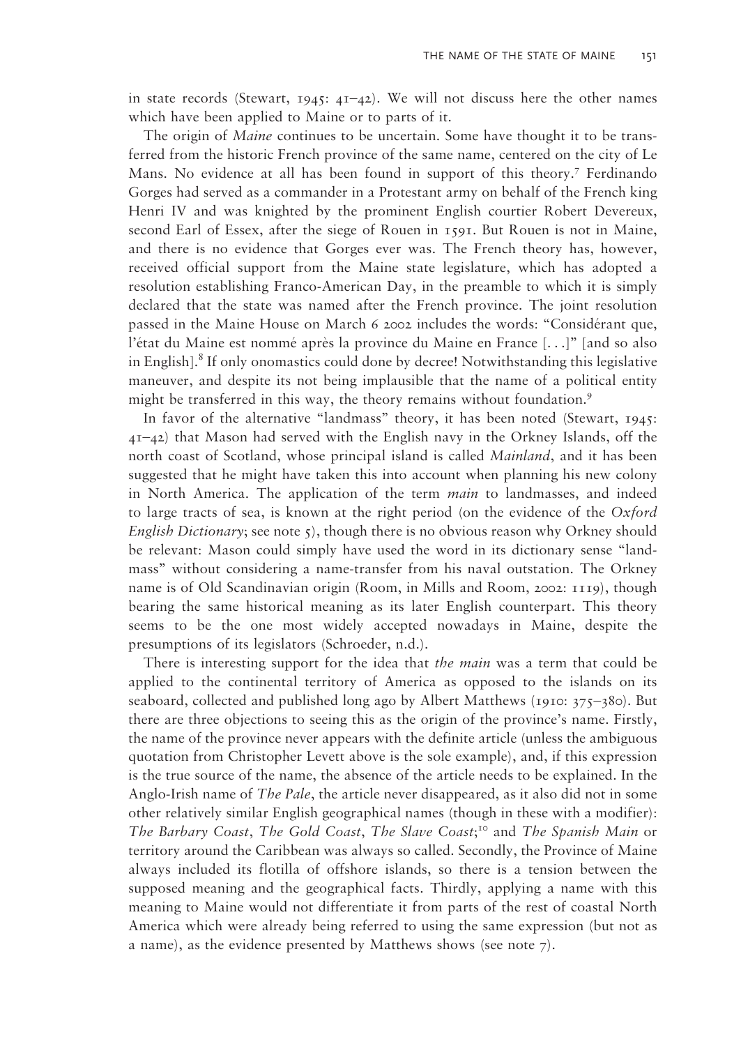in state records (Stewart, 1945: 41–42). We will not discuss here the other names which have been applied to Maine or to parts of it.

The origin of *Maine* continues to be uncertain. Some have thought it to be transferred from the historic French province of the same name, centered on the city of Le Mans. No evidence at all has been found in support of this theory.[7] Ferdinando Gorges had served as a commander in a Protestant army on behalf of the French king Henri IV and was knighted by the prominent English courtier Robert Devereux, second Earl of Essex, after the siege of Rouen in 1591. But Rouen is not in Maine, and there is no evidence that Gorges ever was. The French theory has, however, received official support from the Maine state legislature, which has adopted a resolution establishing Franco-American Day, in the preamble to which it is simply declared that the state was named after the French province. The joint resolution passed in the Maine House on March 6 2002 includes the words: "Considérant que, l'état du Maine est nommé après la province du Maine en France [. . .]" [and so also in English].[8] If only onomastics could done by decree! Notwithstanding this legislative maneuver, and despite its not being implausible that the name of a political entity might be transferred in this way, the theory remains without foundation.[9]

In favor of the alternative "landmass" theory, it has been noted (Stewart, 1945: 41–42) that Mason had served with the English navy in the Orkney Islands, off the north coast of Scotland, whose principal island is called *Mainland*, and it has been suggested that he might have taken this into account when planning his new colony in North America. The application of the term *main* to landmasses, and indeed to large tracts of sea, is known at the right period (on the evidence of the *Oxford English Dictionary*; see note 5), though there is no obvious reason why Orkney should be relevant: Mason could simply have used the word in its dictionary sense "landmass" without considering a name-transfer from his naval outstation. The Orkney name is of Old Scandinavian origin (Room, in Mills and Room, 2002: 1119), though bearing the same historical meaning as its later English counterpart. This theory seems to be the one most widely accepted nowadays in Maine, despite the presumptions of its legislators (Schroeder, n.d.).

There is interesting support for the idea that *the main* was a term that could be applied to the continental territory of America as opposed to the islands on its seaboard, collected and published long ago by Albert Matthews (1910: 375–380). But there are three objections to seeing this as the origin of the province's name. Firstly, the name of the province never appears with the definite article (unless the ambiguous quotation from Christopher Levett above is the sole example), and, if this expression is the true source of the name, the absence of the article needs to be explained. In the Anglo-Irish name of *The Pale*, the article never disappeared, as it also did not in some other relatively similar English geographical names (though in these with a modifier): *The Barbary Coast*, *The Gold Coast*, *The Slave Coast*;[10] and *The Spanish Main* or territory around the Caribbean was always so called. Secondly, the Province of Maine always included its flotilla of offshore islands, so there is a tension between the supposed meaning and the geographical facts. Thirdly, applying a name with this meaning to Maine would not differentiate it from parts of the rest of coastal North America which were already being referred to using the same expression (but not as a name), as the evidence presented by Matthews shows (see note 7).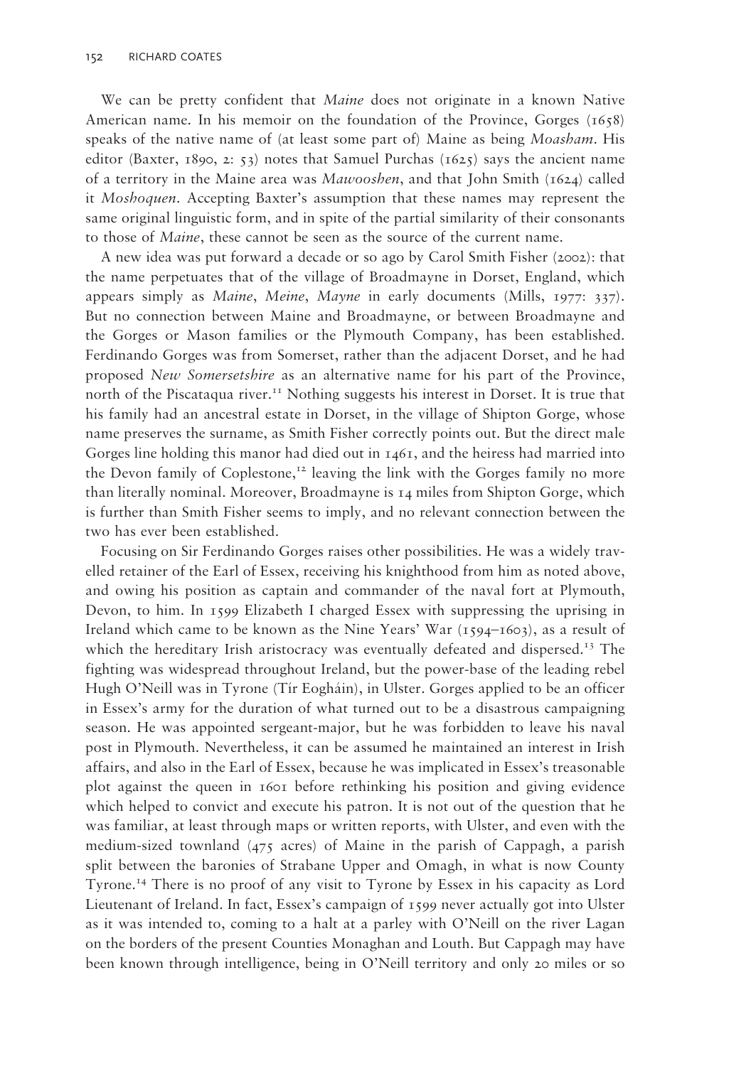We can be pretty confident that *Maine* does not originate in a known Native American name. In his memoir on the foundation of the Province, Gorges (1658) speaks of the native name of (at least some part of) Maine as being *Moasham*. His editor (Baxter, 1890, 2: 53) notes that Samuel Purchas (1625) says the ancient name of a territory in the Maine area was *Mawooshen*, and that John Smith (1624) called it *Moshoquen*. Accepting Baxter's assumption that these names may represent the same original linguistic form, and in spite of the partial similarity of their consonants to those of *Maine*, these cannot be seen as the source of the current name.

A new idea was put forward a decade or so ago by Carol Smith Fisher (2002): that the name perpetuates that of the village of Broadmayne in Dorset, England, which appears simply as *Maine*, *Meine*, *Mayne* in early documents (Mills, 1977: 337). But no connection between Maine and Broadmayne, or between Broadmayne and the Gorges or Mason families or the Plymouth Company, has been established. Ferdinando Gorges was from Somerset, rather than the adjacent Dorset, and he had proposed *New Somersetshire* as an alternative name for his part of the Province, north of the Piscataqua river.[11] Nothing suggests his interest in Dorset. It is true that his family had an ancestral estate in Dorset, in the village of Shipton Gorge, whose name preserves the surname, as Smith Fisher correctly points out. But the direct male Gorges line holding this manor had died out in 1461, and the heiress had married into the Devon family of Coplestone,[12] leaving the link with the Gorges family no more than literally nominal. Moreover, Broadmayne is 14 miles from Shipton Gorge, which is further than Smith Fisher seems to imply, and no relevant connection between the two has ever been established.

Focusing on Sir Ferdinando Gorges raises other possibilities. He was a widely travelled retainer of the Earl of Essex, receiving his knighthood from him as noted above, and owing his position as captain and commander of the naval fort at Plymouth, Devon, to him. In 1599 Elizabeth I charged Essex with suppressing the uprising in Ireland which came to be known as the Nine Years' War (1594–1603), as a result of which the hereditary Irish aristocracy was eventually defeated and dispersed.[13] The fighting was widespread throughout Ireland, but the power-base of the leading rebel Hugh O'Neill was in Tyrone (Tír Eogháin), in Ulster. Gorges applied to be an officer in Essex's army for the duration of what turned out to be a disastrous campaigning season. He was appointed sergeant-major, but he was forbidden to leave his naval post in Plymouth. Nevertheless, it can be assumed he maintained an interest in Irish affairs, and also in the Earl of Essex, because he was implicated in Essex's treasonable plot against the queen in 1601 before rethinking his position and giving evidence which helped to convict and execute his patron. It is not out of the question that he was familiar, at least through maps or written reports, with Ulster, and even with the medium-sized townland (475 acres) of Maine in the parish of Cappagh, a parish split between the baronies of Strabane Upper and Omagh, in what is now County Tyrone.[14] There is no proof of any visit to Tyrone by Essex in his capacity as Lord Lieutenant of Ireland. In fact, Essex's campaign of 1599 never actually got into Ulster as it was intended to, coming to a halt at a parley with O'Neill on the river Lagan on the borders of the present Counties Monaghan and Louth. But Cappagh may have been known through intelligence, being in O'Neill territory and only 20 miles or so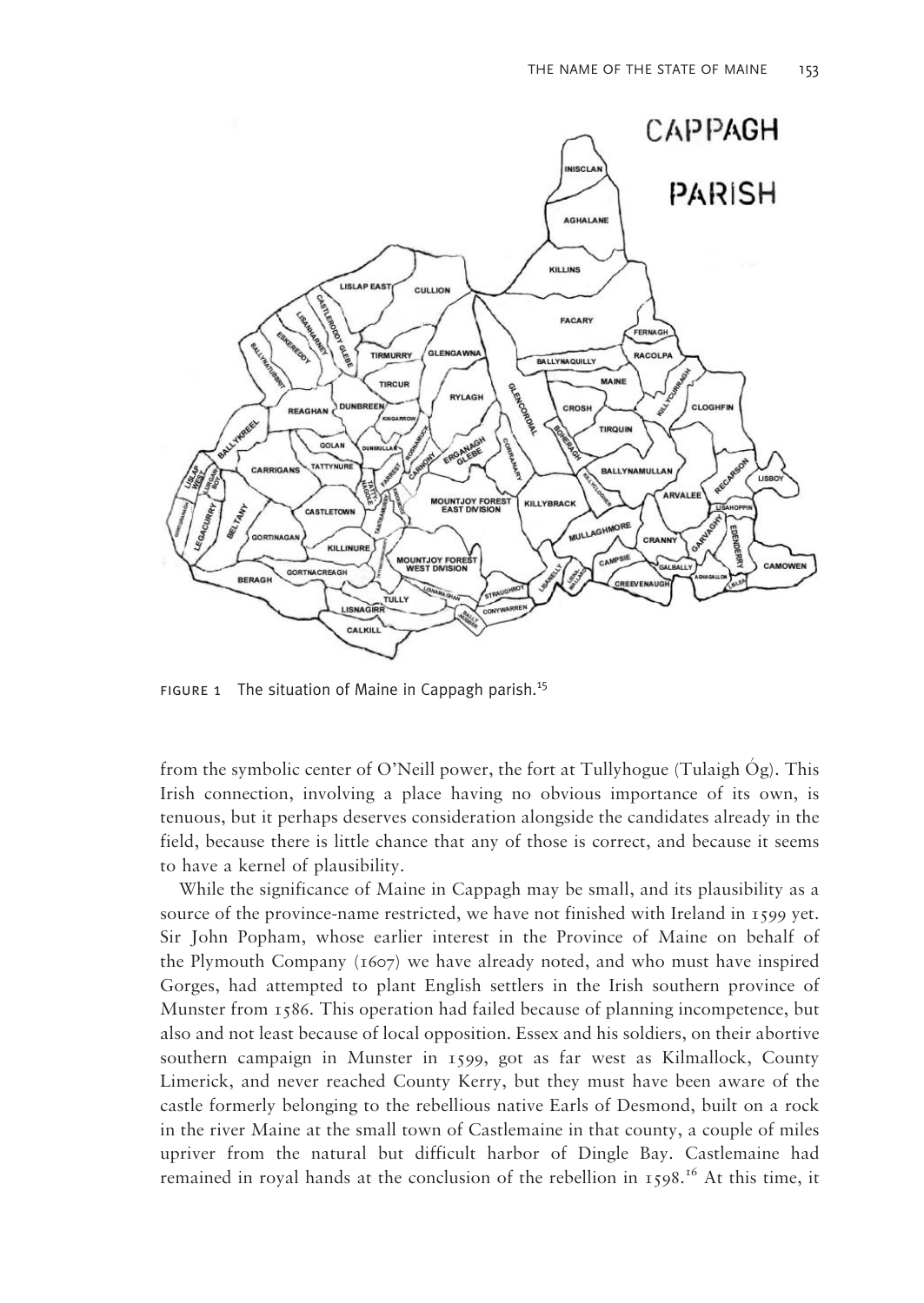FIGURE 1 The situation of Maine in Cappagh parish.[15]

from the symbolic center of O'Neill power, the fort at Tullyhogue (Tulaigh Óg). This Irish connection, involving a place having no obvious importance of its own, is tenuous, but it perhaps deserves consideration alongside the candidates already in the field, because there is little chance that any of those is correct, and because it seems to have a kernel of plausibility.

While the significance of Maine in Cappagh may be small, and its plausibility as a source of the province-name restricted, we have not finished with Ireland in 1599 yet. Sir John Popham, whose earlier interest in the Province of Maine on behalf of the Plymouth Company (1607) we have already noted, and who must have inspired Gorges, had attempted to plant English settlers in the Irish southern province of Munster from 1586. This operation had failed because of planning incompetence, but also and not least because of local opposition. Essex and his soldiers, on their abortive southern campaign in Munster in 1599, got as far west as Kilmallock, County Limerick, and never reached County Kerry, but they must have been aware of the castle formerly belonging to the rebellious native Earls of Desmond, built on a rock in the river Maine at the small town of Castlemaine in that county, a couple of miles upriver from the natural but difficult harbor of Dingle Bay. Castlemaine had remained in royal hands at the conclusion of the rebellion in 1598.[16] At this time, it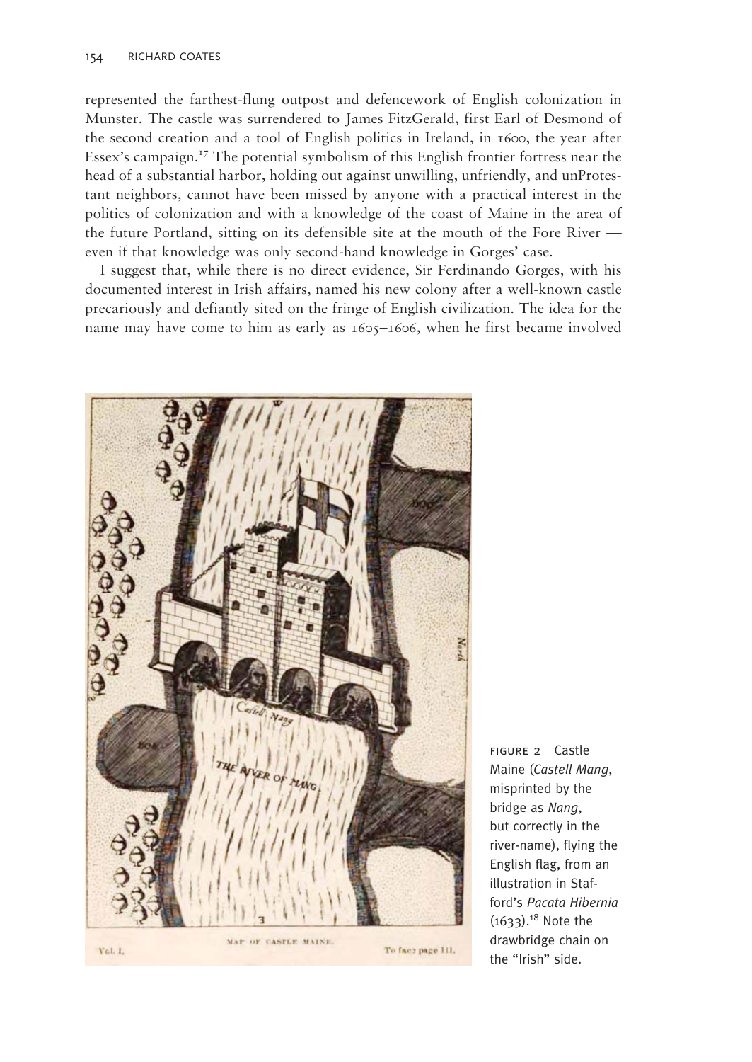represented the farthest-flung outpost and defencework of English colonization in Munster. The castle was surrendered to James FitzGerald, first Earl of Desmond of the second creation and a tool of English politics in Ireland, in 1600, the year after Essex's campaign.[17] The potential symbolism of this English frontier fortress near the head of a substantial harbor, holding out against unwilling, unfriendly, and unProtestant neighbors, cannot have been missed by anyone with a practical interest in the politics of colonization and with a knowledge of the coast of Maine in the area of the future Portland, sitting on its defensible site at the mouth of the Fore River — even if that knowledge was only second-hand knowledge in Gorges' case.

I suggest that, while there is no direct evidence, Sir Ferdinando Gorges, with his documented interest in Irish affairs, named his new colony after a well-known castle precariously and defiantly sited on the fringe of English civilization. The idea for the name may have come to him as early as 1605–1606, when he first became involved

FIGURE 2 Castle Maine (*Castell Mang*, misprinted by the bridge as *Nang*, but correctly in the river-name), flying the English flag, from an illustration in Stafford's *Pacata Hibernia* (1633).[18] Note the drawbridge chain on the "Irish" side.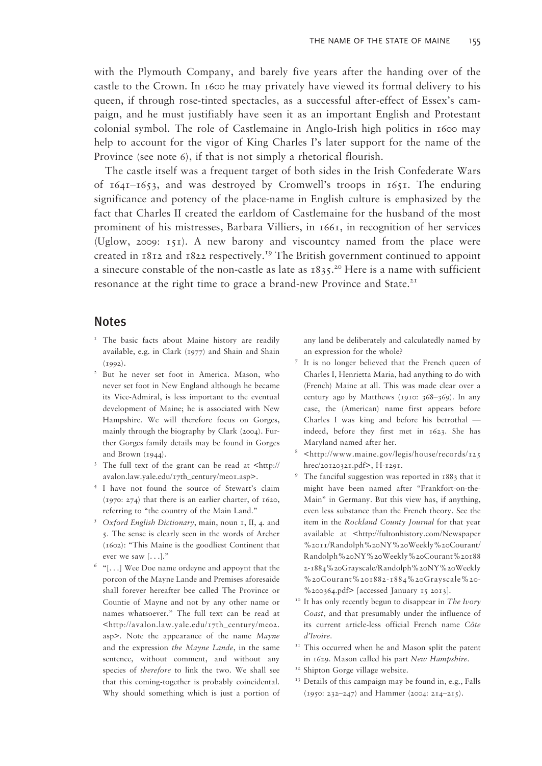with the Plymouth Company, and barely five years after the handing over of the castle to the Crown. In 1600 he may privately have viewed its formal delivery to his queen, if through rose-tinted spectacles, as a successful after-effect of Essex's campaign, and he must justifiably have seen it as an important English and Protestant colonial symbol. The role of Castlemaine in Anglo-Irish high politics in 1600 may help to account for the vigor of King Charles I's later support for the name of the Province (see note 6), if that is not simply a rhetorical flourish.

The castle itself was a frequent target of both sides in the Irish Confederate Wars of 1641–1653, and was destroyed by Cromwell's troops in 1651. The enduring significance and potency of the place-name in English culture is emphasized by the fact that Charles II created the earldom of Castlemaine for the husband of the most prominent of his mistresses, Barbara Villiers, in 1661, in recognition of her services (Uglow, 2009: 151). A new barony and viscountcy named from the place were created in 1812 and 1822 respectively.[19] The British government continued to appoint a sinecure constable of the non-castle as late as 1835.[20] Here is a name with sufficient resonance at the right time to grace a brand-new Province and State.[21]

## Notes

1. The basic facts about Maine history are readily available, e.g. in Clark (1977) and Shain and Shain (1992).
2. But he never set foot in America. Mason, who never set foot in New England although he became its Vice-Admiral, is less important to the eventual development of Maine; he is associated with New Hampshire. We will therefore focus on Gorges, mainly through the biography by Clark (2004). Further Gorges family details may be found in Gorges and Brown (1944).
3. The full text of the grant can be read at <http://avalon.law.yale.edu/17th_century/me01.asp>.
4. I have not found the source of Stewart's claim (1970: 274) that there is an earlier charter, of 1620, referring to "the country of the Main Land."
5. *Oxford English Dictionary*, main, noun 1, II, 4. and 5. The sense is clearly seen in the words of Archer (1602): "This Maine is the goodliest Continent that ever we saw [. . .]."
6. "[. . .] Wee Doe name ordeyne and appoynt that the porcon of the Mayne Lande and Premises aforesaide shall forever hereafter bee called The Province or Countie of Mayne and not by any other name or names whatsoever." The full text can be read at <http://avalon.law.yale.edu/17th_century/me02.asp>. Note the appearance of the name *Mayne* and the expression *the Mayne Lande*, in the same sentence, without comment, and without any species of *therefore* to link the two. We shall see that this coming-together is probably coincidental. Why should something which is just a portion of any land be deliberately and calculatedly named by an expression for the whole?
7. It is no longer believed that the French queen of Charles I, Henrietta Maria, had anything to do with (French) Maine at all. This was made clear over a century ago by Matthews (1910: 368–369). In any case, the (American) name first appears before Charles I was king and before his betrothal — indeed, before they first met in 1623. She has Maryland named after her.
8. <http://www.maine.gov/legis/house/records/125hrec/20120321.pdf>, H-1291.
9. The fanciful suggestion was reported in 1883 that it might have been named after "Frankfort-on-the-Main" in Germany. But this view has, if anything, even less substance than the French theory. See the item in the *Rockland County Journal* for that year available at <http://fultonhistory.com/Newspaper%2011/Randolph%20NY%20Weekly%20Courant/Randolph%20NY%20Weekly%20Courant%201882-1884%20Grayscale/Randolph%20NY%20Weekly%20Courant%201882-1884%20Grayscale%20-%200364.pdf> [accessed January 15 2013].
10. It has only recently begun to disappear in *The Ivory Coast*, and that presumably under the influence of its current article-less official French name *Côte d'Ivoire*.
11. This occurred when he and Mason split the patent in 1629. Mason called his part *New Hampshire*.
12. Shipton Gorge village website.
13. Details of this campaign may be found in, e.g., Falls (1950: 232–247) and Hammer (2004: 214–215).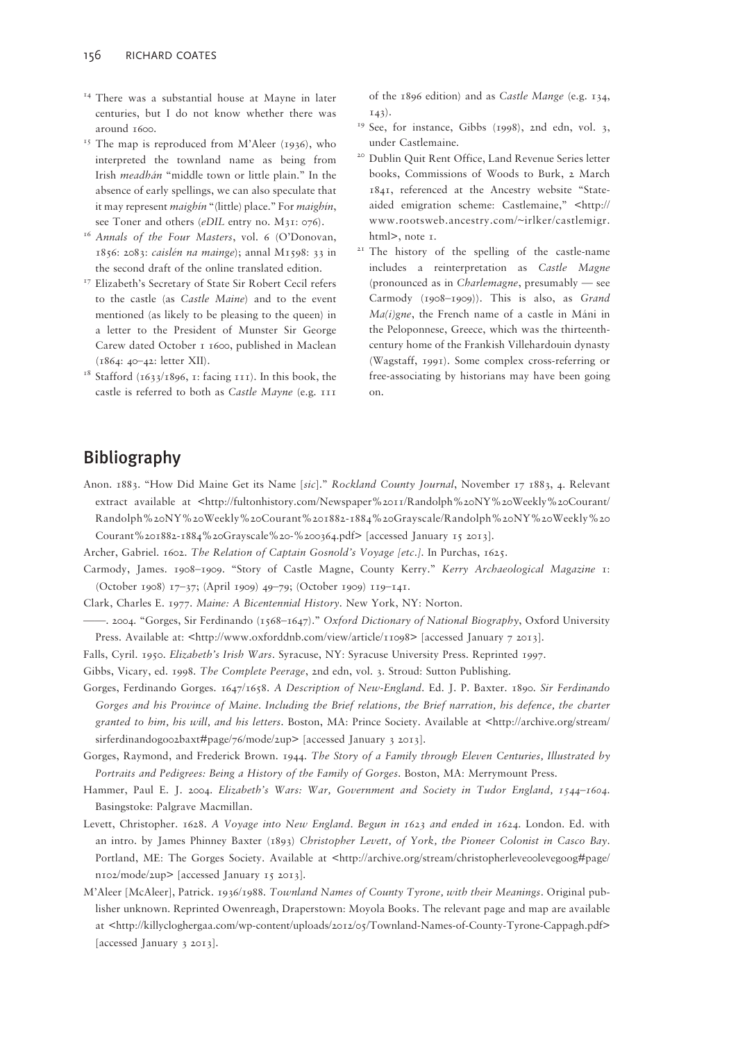[14] There was a substantial house at Mayne in later centuries, but I do not know whether there was around 1600.

[15] The map is reproduced from M'Aleer (1936), who interpreted the townland name as being from Irish *meadhán* "middle town or little plain." In the absence of early spellings, we can also speculate that it may represent *maighín* "(little) place." For *maighín*, see Toner and others (*eDIL* entry no. M31: 076).

[16] *Annals of the Four Masters*, vol. 6 (O'Donovan, 1856: 2083: *caislén na mainge*); annal M1598: 33 in the second draft of the online translated edition.

[17] Elizabeth's Secretary of State Sir Robert Cecil refers to the castle (as *Castle Maine*) and to the event mentioned (as likely to be pleasing to the queen) in a letter to the President of Munster Sir George Carew dated October 1 1600, published in Maclean (1864: 40–42: letter XII).

[18] Stafford (1633/1896, 1: facing 111). In this book, the castle is referred to both as *Castle Mayne* (e.g. 111 of the 1896 edition) and as *Castle Mange* (e.g. 134, 143).

[19] See, for instance, Gibbs (1998), 2nd edn, vol. 3, under Castlemaine.

[20] Dublin Quit Rent Office, Land Revenue Series letter books, Commissions of Woods to Burk, 2 March 1841, referenced at the Ancestry website "State-aided emigration scheme: Castlemaine," <http://www.rootsweb.ancestry.com/~irlker/castlemigr.html>, note 1.

[21] The history of the spelling of the castle-name includes a reinterpretation as *Castle Magne* (pronounced as in *Charlemagne*, presumably — see Carmody (1908–1909)). This is also, as *Grand Ma(i)gne*, the French name of a castle in Máni in the Peloponnese, Greece, which was the thirteenth-century home of the Frankish Villehardouin dynasty (Wagstaff, 1991). Some complex cross-referring or free-associating by historians may have been going on.

## Bibliography

Anon. 1883. "How Did Maine Get its Name [*sic*]." *Rockland County Journal*, November 17 1883, 4. Relevant extract available at <http://fultonhistory.com/Newspaper%2011/Randolph%20NY%20Weekly%20Courant/Randolph%20NY%20Weekly%20Courant%201882-1884%20Grayscale/Randolph%20NY%20Weekly%20Courant%201882-1884%20Grayscale%20-%200364.pdf> [accessed January 15 2013].

Archer, Gabriel. 1602. *The Relation of Captain Gosnold's Voyage [etc.]*. In Purchas, 1625.

Carmody, James. 1908–1909. "Story of Castle Magne, County Kerry." *Kerry Archaeological Magazine* 1: (October 1908) 17–37; (April 1909) 49–79; (October 1909) 119–141.

Clark, Charles E. 1977. *Maine: A Bicentennial History*. New York, NY: Norton.

——. 2004. "Gorges, Sir Ferdinando (1568–1647)." *Oxford Dictionary of National Biography*, Oxford University Press. Available at: <http://www.oxforddnb.com/view/article/11098> [accessed January 7 2013].

Falls, Cyril. 1950. *Elizabeth's Irish Wars*. Syracuse, NY: Syracuse University Press. Reprinted 1997.

Gibbs, Vicary, ed. 1998. *The Complete Peerage*, 2nd edn, vol. 3. Stroud: Sutton Publishing.

Gorges, Ferdinando Gorges. 1647/1658. *A Description of New-England*. Ed. J. P. Baxter. 1890. *Sir Ferdinando Gorges and his Province of Maine. Including the Brief relations, the Brief narration, his defence, the charter granted to him, his will, and his letters*. Boston, MA: Prince Society. Available at <http://archive.org/stream/sirferdinandogo02baxt#page/76/mode/2up> [accessed January 3 2013].

Gorges, Raymond, and Frederick Brown. 1944. *The Story of a Family through Eleven Centuries, Illustrated by Portraits and Pedigrees: Being a History of the Family of Gorges*. Boston, MA: Merrymount Press.

Hammer, Paul E. J. 2004. *Elizabeth's Wars: War, Government and Society in Tudor England, 1544–1604*. Basingstoke: Palgrave Macmillan.

Levett, Christopher. 1628. *A Voyage into New England. Begun in 1623 and ended in 1624*. London. Ed. with an intro. by James Phinney Baxter (1893) *Christopher Levett, of York, the Pioneer Colonist in Casco Bay*. Portland, ME: The Gorges Society. Available at <http://archive.org/stream/christopherleve00levegoog#page/n102/mode/2up> [accessed January 15 2013].

M'Aleer [McAleer], Patrick. 1936/1988. *Townland Names of County Tyrone, with their Meanings*. Original publisher unknown. Reprinted Owenreagh, Draperstown: Moyola Books. The relevant page and map are available at <http://killycloghergaa.com/wp-content/uploads/2012/05/Townland-Names-of-County-Tyrone-Cappagh.pdf> [accessed January 3 2013].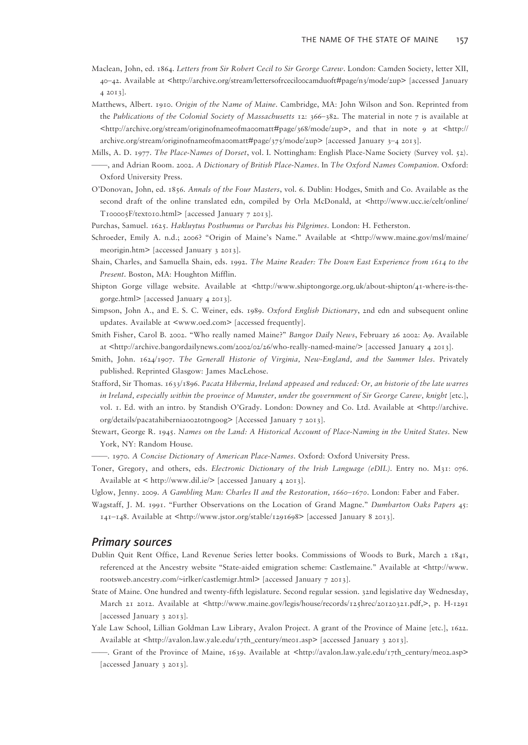Maclean, John, ed. 1864. *Letters from Sir Robert Cecil to Sir George Carew*. London: Camden Society, letter XII, 40–42. Available at <http://archive.org/stream/lettersofrcecil00camduoft#page/n3/mode/2up> [accessed January 4 2013].

Matthews, Albert. 1910. *Origin of the Name of Maine*. Cambridge, MA: John Wilson and Son. Reprinted from the *Publications of the Colonial Society of Massachusetts* 12: 366–382. The material in note 7 is available at <http://archive.org/stream/originofnameofma00matt#page/368/mode/2up>, and that in note 9 at <http://archive.org/stream/originofnameofma00matt#page/375/mode/2up> [accessed January 3–4 2013].

Mills, A. D. 1977. *The Place-Names of Dorset*, vol. I. Nottingham: English Place-Name Society (Survey vol. 52).

——, and Adrian Room. 2002. *A Dictionary of British Place-Names*. In *The Oxford Names Companion*. Oxford: Oxford University Press.

O'Donovan, John, ed. 1856. *Annals of the Four Masters*, vol. 6. Dublin: Hodges, Smith and Co. Available as the second draft of the online translated edn, compiled by Orla McDonald, at <http://www.ucc.ie/celt/online/T100005F/text010.html> [accessed January 7 2013].

Purchas, Samuel. 1625. *Hakluytus Posthumus or Purchas his Pilgrimes*. London: H. Fetherston.

Schroeder, Emily A. n.d.; 2006? "Origin of Maine's Name." Available at <http://www.maine.gov/msl/maine/meorigin.htm> [accessed January 3 2013].

Shain, Charles, and Samuella Shain, eds. 1992. *The Maine Reader: The Down East Experience from 1614 to the Present*. Boston, MA: Houghton Mifflin.

Shipton Gorge village website. Available at <http://www.shiptongorge.org.uk/about-shipton/41-where-is-the-gorge.html> [accessed January 4 2013].

Simpson, John A., and E. S. C. Weiner, eds. 1989. *Oxford English Dictionary*, 2nd edn and subsequent online updates. Available at <www.oed.com> [accessed frequently].

Smith Fisher, Carol B. 2002. "Who really named Maine?" *Bangor Daily News*, February 26 2002: A9. Available at <http://archive.bangordailynews.com/2002/02/26/who-really-named-maine/> [accessed January 4 2013].

Smith, John. 1624/1907. *The Generall Historie of Virginia, New-England, and the Summer Isles*. Privately published. Reprinted Glasgow: James MacLehose.

Stafford, Sir Thomas. 1633/1896. *Pacata Hibernia, Ireland appeased and reduced: Or, an historie of the late warres in Ireland, especially within the province of Munster, under the government of Sir George Carew, knight* [etc.], vol. 1. Ed. with an intro. by Standish O'Grady. London: Downey and Co. Ltd. Available at <http://archive.org/details/pacatahiberniaoo2totngoog> [Accessed January 7 2013].

Stewart, George R. 1945. *Names on the Land: A Historical Account of Place-Naming in the United States*. New York, NY: Random House.

——. 1970. *A Concise Dictionary of American Place-Names*. Oxford: Oxford University Press.

Toner, Gregory, and others, eds. *Electronic Dictionary of the Irish Language (eDIL)*. Entry no. M31: 076. Available at < http://www.dil.ie/> [accessed January 4 2013].

Uglow, Jenny. 2009. *A Gambling Man: Charles II and the Restoration, 1660–1670*. London: Faber and Faber.

Wagstaff, J. M. 1991. "Further Observations on the Location of Grand Magne." *Dumbarton Oaks Papers* 45: 141–148. Available at <http://www.jstor.org/stable/1291698> [accessed January 8 2013].

## Primary sources

Dublin Quit Rent Office, Land Revenue Series letter books. Commissions of Woods to Burk, March 2 1841, referenced at the Ancestry website "State-aided emigration scheme: Castlemaine." Available at <http://www.rootsweb.ancestry.com/~irlker/castlemigr.html> [accessed January 7 2013].

State of Maine. One hundred and twenty-fifth legislature. Second regular session. 32nd legislative day Wednesday, March 21 2012. Available at <http://www.maine.gov/legis/house/records/125hrec/20120321.pdf,>, p. H-1291 [accessed January 3 2013].

Yale Law School, Lillian Goldman Law Library, Avalon Project. A grant of the Province of Maine [etc.], 1622. Available at <http://avalon.law.yale.edu/17th_century/me01.asp> [accessed January 3 2013].

——. Grant of the Province of Maine, 1639. Available at <http://avalon.law.yale.edu/17th_century/me02.asp> [accessed January 3 2013].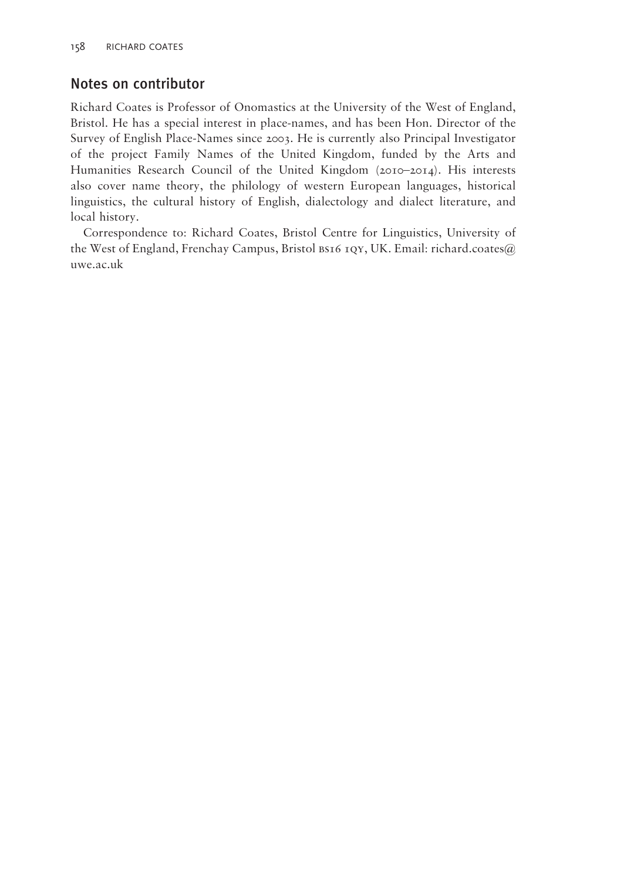## Notes on contributor

Richard Coates is Professor of Onomastics at the University of the West of England, Bristol. He has a special interest in place-names, and has been Hon. Director of the Survey of English Place-Names since 2003. He is currently also Principal Investigator of the project Family Names of the United Kingdom, funded by the Arts and Humanities Research Council of the United Kingdom (2010–2014). His interests also cover name theory, the philology of western European languages, historical linguistics, the cultural history of English, dialectology and dialect literature, and local history.

Correspondence to: Richard Coates, Bristol Centre for Linguistics, University of the West of England, Frenchay Campus, Bristol BS16 1QY, UK. Email: richard.coates@uwe.ac.uk